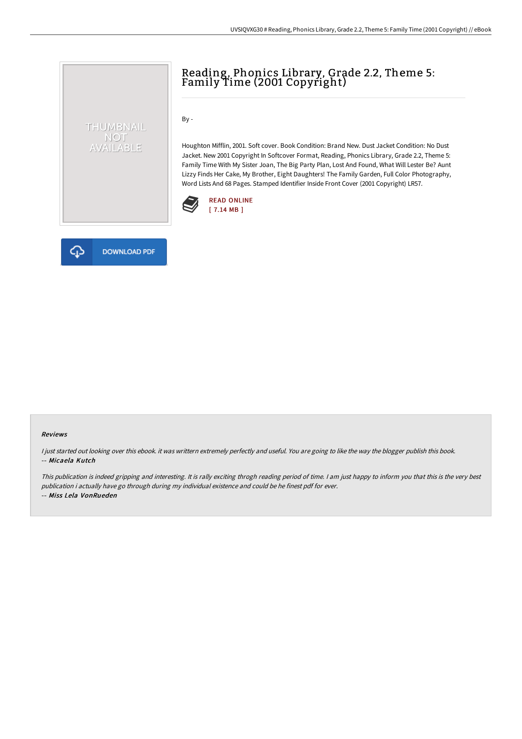# Reading, Phonics Library, Grade 2.2, Theme 5: Family Time (2001 Copyright)

By -

Houghton Mifflin, 2001. Soft cover. Book Condition: Brand New. Dust Jacket Condition: No Dust Jacket. New 2001 Copyright In Softcover Format, Reading, Phonics Library, Grade 2.2, Theme 5: Family Time With My Sister Joan, The Big Party Plan, Lost And Found, What Will Lester Be? Aunt Lizzy Finds Her Cake, My Brother, Eight Daughters! The Family Garden, Full Color Photography, Word Lists And 68 Pages. Stamped Identifier Inside Front Cover (2001 Copyright) LR57.

READ ONLINE
[ 7.14 MB ]

DOWNLOAD PDF

### Reviews

*I just started out looking over this ebook. it was writtern extremely perfectly and useful. You are going to like the way the blogger publish this book.*
-- ***Micaela Kutch***

*This publication is indeed gripping and interesting. It is rally exciting throgh reading period of time. I am just happy to inform you that this is the very best publication i actually have go through during my individual existence and could be he finest pdf for ever.*
-- ***Miss Lela VonRueden***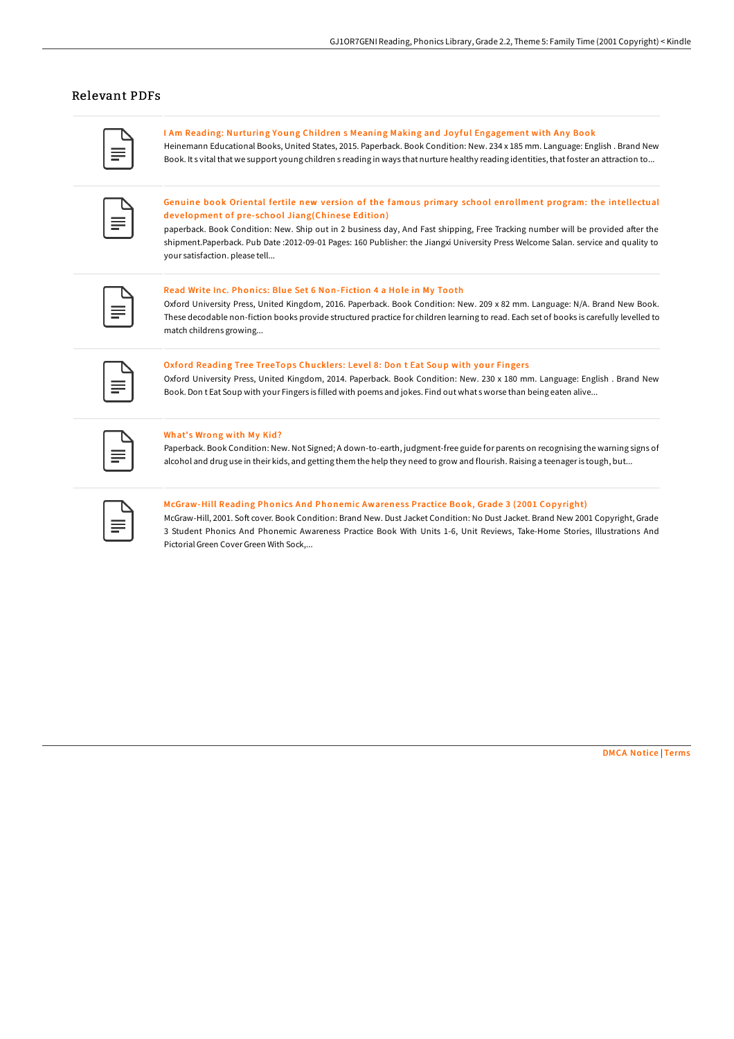## Relevant PDFs

**I Am Reading: Nurturing Young Children s Meaning Making and Joyful Engagement with Any Book**

Heinemann Educational Books, United States, 2015. Paperback. Book Condition: New. 234 x 185 mm. Language: English . Brand New Book. It s vital that we support young children s reading in ways that nurture healthy reading identities, that foster an attraction to...

**Genuine book Oriental fertile new version of the famous primary school enrollment program: the intellectual development of pre-school Jiang(Chinese Edition)**

paperback. Book Condition: New. Ship out in 2 business day, And Fast shipping, Free Tracking number will be provided after the shipment.Paperback. Pub Date :2012-09-01 Pages: 160 Publisher: the Jiangxi University Press Welcome Salan. service and quality to your satisfaction. please tell...

**Read Write Inc. Phonics: Blue Set 6 Non-Fiction 4 a Hole in My Tooth**

Oxford University Press, United Kingdom, 2016. Paperback. Book Condition: New. 209 x 82 mm. Language: N/A. Brand New Book. These decodable non-fiction books provide structured practice for children learning to read. Each set of books is carefully levelled to match childrens growing...

**Oxford Reading Tree TreeTops Chucklers: Level 8: Don t Eat Soup with your Fingers**

Oxford University Press, United Kingdom, 2014. Paperback. Book Condition: New. 230 x 180 mm. Language: English . Brand New Book. Don t Eat Soup with your Fingers is filled with poems and jokes. Find out what s worse than being eaten alive...

**What's Wrong with My Kid?**

Paperback. Book Condition: New. Not Signed; A down-to-earth, judgment-free guide for parents on recognising the warning signs of alcohol and drug use in their kids, and getting them the help they need to grow and flourish. Raising a teenager is tough, but...

**McGraw-Hill Reading Phonics And Phonemic Awareness Practice Book, Grade 3 (2001 Copyright)**

McGraw-Hill, 2001. Soft cover. Book Condition: Brand New. Dust Jacket Condition: No Dust Jacket. Brand New 2001 Copyright, Grade 3 Student Phonics And Phonemic Awareness Practice Book With Units 1-6, Unit Reviews, Take-Home Stories, Illustrations And Pictorial Green Cover Green With Sock,...